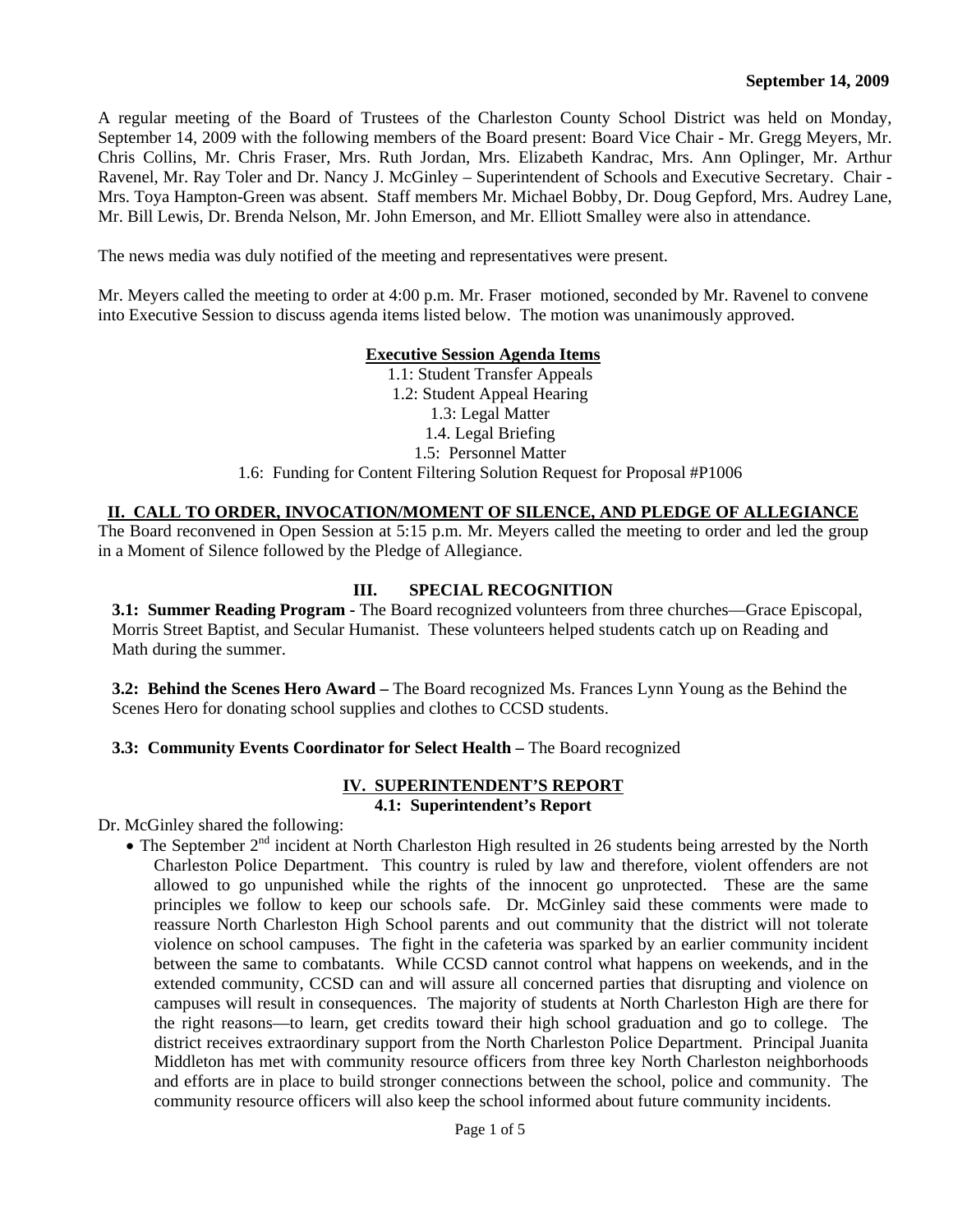**September 14, 2009**

A regular meeting of the Board of Trustees of the Charleston County School District was held on Monday, September 14, 2009 with the following members of the Board present: Board Vice Chair - Mr. Gregg Meyers, Mr. Chris Collins, Mr. Chris Fraser, Mrs. Ruth Jordan, Mrs. Elizabeth Kandrac, Mrs. Ann Oplinger, Mr. Arthur Ravenel, Mr. Ray Toler and Dr. Nancy J. McGinley – Superintendent of Schools and Executive Secretary. Chair - Mrs. Toya Hampton-Green was absent. Staff members Mr. Michael Bobby, Dr. Doug Gepford, Mrs. Audrey Lane, Mr. Bill Lewis, Dr. Brenda Nelson, Mr. John Emerson, and Mr. Elliott Smalley were also in attendance.

The news media was duly notified of the meeting and representatives were present.

Mr. Meyers called the meeting to order at 4:00 p.m. Mr. Fraser motioned, seconded by Mr. Ravenel to convene into Executive Session to discuss agenda items listed below. The motion was unanimously approved.

**Executive Session Agenda Items**

1.1: Student Transfer Appeals
1.2: Student Appeal Hearing
1.3: Legal Matter
1.4. Legal Briefing
1.5: Personnel Matter
1.6: Funding for Content Filtering Solution Request for Proposal #P1006

## II. CALL TO ORDER, INVOCATION/MOMENT OF SILENCE, AND PLEDGE OF ALLEGIANCE

The Board reconvened in Open Session at 5:15 p.m. Mr. Meyers called the meeting to order and led the group in a Moment of Silence followed by the Pledge of Allegiance.

## III. SPECIAL RECOGNITION

**3.1: Summer Reading Program -** The Board recognized volunteers from three churches—Grace Episcopal, Morris Street Baptist, and Secular Humanist. These volunteers helped students catch up on Reading and Math during the summer.

**3.2: Behind the Scenes Hero Award –** The Board recognized Ms. Frances Lynn Young as the Behind the Scenes Hero for donating school supplies and clothes to CCSD students.

**3.3: Community Events Coordinator for Select Health –** The Board recognized

## IV. SUPERINTENDENT'S REPORT

### 4.1: Superintendent's Report

Dr. McGinley shared the following:

- The September 2nd incident at North Charleston High resulted in 26 students being arrested by the North Charleston Police Department. This country is ruled by law and therefore, violent offenders are not allowed to go unpunished while the rights of the innocent go unprotected. These are the same principles we follow to keep our schools safe. Dr. McGinley said these comments were made to reassure North Charleston High School parents and out community that the district will not tolerate violence on school campuses. The fight in the cafeteria was sparked by an earlier community incident between the same to combatants. While CCSD cannot control what happens on weekends, and in the extended community, CCSD can and will assure all concerned parties that disrupting and violence on campuses will result in consequences. The majority of students at North Charleston High are there for the right reasons—to learn, get credits toward their high school graduation and go to college. The district receives extraordinary support from the North Charleston Police Department. Principal Juanita Middleton has met with community resource officers from three key North Charleston neighborhoods and efforts are in place to build stronger connections between the school, police and community. The community resource officers will also keep the school informed about future community incidents.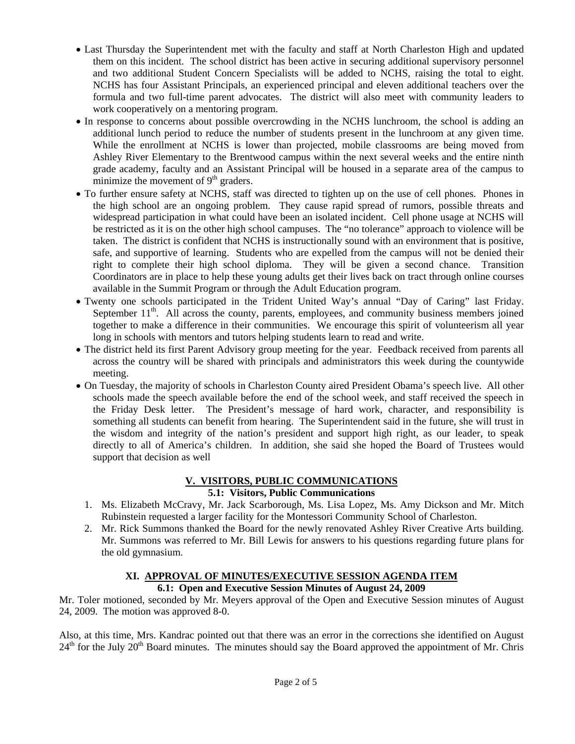- Last Thursday the Superintendent met with the faculty and staff at North Charleston High and updated them on this incident. The school district has been active in securing additional supervisory personnel and two additional Student Concern Specialists will be added to NCHS, raising the total to eight. NCHS has four Assistant Principals, an experienced principal and eleven additional teachers over the formula and two full-time parent advocates. The district will also meet with community leaders to work cooperatively on a mentoring program.
- In response to concerns about possible overcrowding in the NCHS lunchroom, the school is adding an additional lunch period to reduce the number of students present in the lunchroom at any given time. While the enrollment at NCHS is lower than projected, mobile classrooms are being moved from Ashley River Elementary to the Brentwood campus within the next several weeks and the entire ninth grade academy, faculty and an Assistant Principal will be housed in a separate area of the campus to minimize the movement of 9th graders.
- To further ensure safety at NCHS, staff was directed to tighten up on the use of cell phones. Phones in the high school are an ongoing problem. They cause rapid spread of rumors, possible threats and widespread participation in what could have been an isolated incident. Cell phone usage at NCHS will be restricted as it is on the other high school campuses. The "no tolerance" approach to violence will be taken. The district is confident that NCHS is instructionally sound with an environment that is positive, safe, and supportive of learning. Students who are expelled from the campus will not be denied their right to complete their high school diploma. They will be given a second chance. Transition Coordinators are in place to help these young adults get their lives back on tract through online courses available in the Summit Program or through the Adult Education program.
- Twenty one schools participated in the Trident United Way's annual "Day of Caring" last Friday. September 11th. All across the county, parents, employees, and community business members joined together to make a difference in their communities. We encourage this spirit of volunteerism all year long in schools with mentors and tutors helping students learn to read and write.
- The district held its first Parent Advisory group meeting for the year. Feedback received from parents all across the country will be shared with principals and administrators this week during the countywide meeting.
- On Tuesday, the majority of schools in Charleston County aired President Obama's speech live. All other schools made the speech available before the end of the school week, and staff received the speech in the Friday Desk letter. The President's message of hard work, character, and responsibility is something all students can benefit from hearing. The Superintendent said in the future, she will trust in the wisdom and integrity of the nation's president and support high right, as our leader, to speak directly to all of America's children. In addition, she said she hoped the Board of Trustees would support that decision as well

## V. VISITORS, PUBLIC COMMUNICATIONS

### 5.1: Visitors, Public Communications

1. Ms. Elizabeth McCravy, Mr. Jack Scarborough, Ms. Lisa Lopez, Ms. Amy Dickson and Mr. Mitch Rubinstein requested a larger facility for the Montessori Community School of Charleston.
2. Mr. Rick Summons thanked the Board for the newly renovated Ashley River Creative Arts building. Mr. Summons was referred to Mr. Bill Lewis for answers to his questions regarding future plans for the old gymnasium.

## XI. APPROVAL OF MINUTES/EXECUTIVE SESSION AGENDA ITEM

### 6.1: Open and Executive Session Minutes of August 24, 2009

Mr. Toler motioned, seconded by Mr. Meyers approval of the Open and Executive Session minutes of August 24, 2009. The motion was approved 8-0.

Also, at this time, Mrs. Kandrac pointed out that there was an error in the corrections she identified on August 24th for the July 20th Board minutes. The minutes should say the Board approved the appointment of Mr. Chris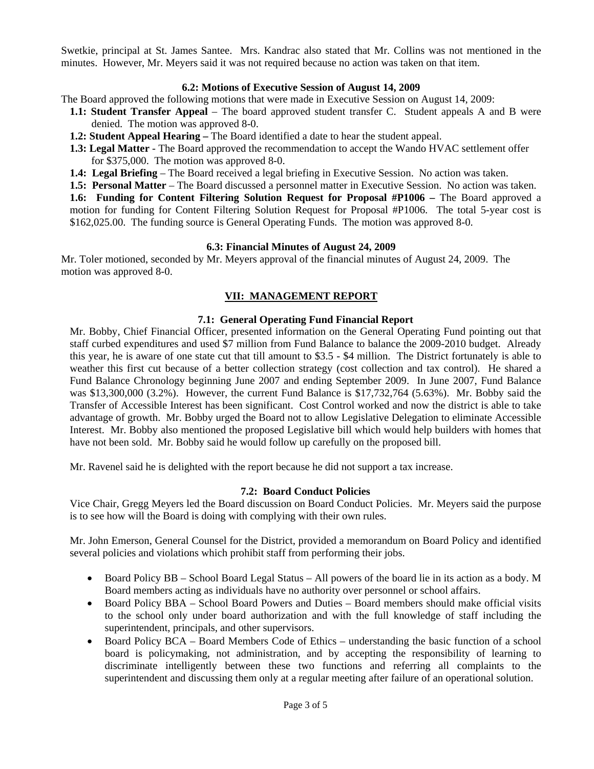Swetkie, principal at St. James Santee. Mrs. Kandrac also stated that Mr. Collins was not mentioned in the minutes. However, Mr. Meyers said it was not required because no action was taken on that item.

### 6.2: Motions of Executive Session of August 14, 2009

The Board approved the following motions that were made in Executive Session on August 14, 2009:

**1.1: Student Transfer Appeal** – The board approved student transfer C. Student appeals A and B were denied. The motion was approved 8-0.

**1.2: Student Appeal Hearing –** The Board identified a date to hear the student appeal.

**1.3: Legal Matter** - The Board approved the recommendation to accept the Wando HVAC settlement offer for $375,000. The motion was approved 8-0.

**1.4: Legal Briefing** – The Board received a legal briefing in Executive Session. No action was taken.

**1.5: Personal Matter** – The Board discussed a personnel matter in Executive Session. No action was taken.

**1.6: Funding for Content Filtering Solution Request for Proposal #P1006 –** The Board approved a motion for funding for Content Filtering Solution Request for Proposal #P1006. The total 5-year cost is $162,025.00. The funding source is General Operating Funds. The motion was approved 8-0.

### 6.3: Financial Minutes of August 24, 2009

Mr. Toler motioned, seconded by Mr. Meyers approval of the financial minutes of August 24, 2009. The motion was approved 8-0.

## VII: MANAGEMENT REPORT

### 7.1: General Operating Fund Financial Report

Mr. Bobby, Chief Financial Officer, presented information on the General Operating Fund pointing out that staff curbed expenditures and used $7 million from Fund Balance to balance the 2009-2010 budget. Already this year, he is aware of one state cut that till amount to $3.5 - $4 million. The District fortunately is able to weather this first cut because of a better collection strategy (cost collection and tax control). He shared a Fund Balance Chronology beginning June 2007 and ending September 2009. In June 2007, Fund Balance was $13,300,000 (3.2%). However, the current Fund Balance is $17,732,764 (5.63%). Mr. Bobby said the Transfer of Accessible Interest has been significant. Cost Control worked and now the district is able to take advantage of growth. Mr. Bobby urged the Board not to allow Legislative Delegation to eliminate Accessible Interest. Mr. Bobby also mentioned the proposed Legislative bill which would help builders with homes that have not been sold. Mr. Bobby said he would follow up carefully on the proposed bill.

Mr. Ravenel said he is delighted with the report because he did not support a tax increase.

### 7.2: Board Conduct Policies

Vice Chair, Gregg Meyers led the Board discussion on Board Conduct Policies. Mr. Meyers said the purpose is to see how will the Board is doing with complying with their own rules.

Mr. John Emerson, General Counsel for the District, provided a memorandum on Board Policy and identified several policies and violations which prohibit staff from performing their jobs.

- Board Policy BB – School Board Legal Status – All powers of the board lie in its action as a body. M Board members acting as individuals have no authority over personnel or school affairs.
- Board Policy BBA – School Board Powers and Duties – Board members should make official visits to the school only under board authorization and with the full knowledge of staff including the superintendent, principals, and other supervisors.
- Board Policy BCA – Board Members Code of Ethics – understanding the basic function of a school board is policymaking, not administration, and by accepting the responsibility of learning to discriminate intelligently between these two functions and referring all complaints to the superintendent and discussing them only at a regular meeting after failure of an operational solution.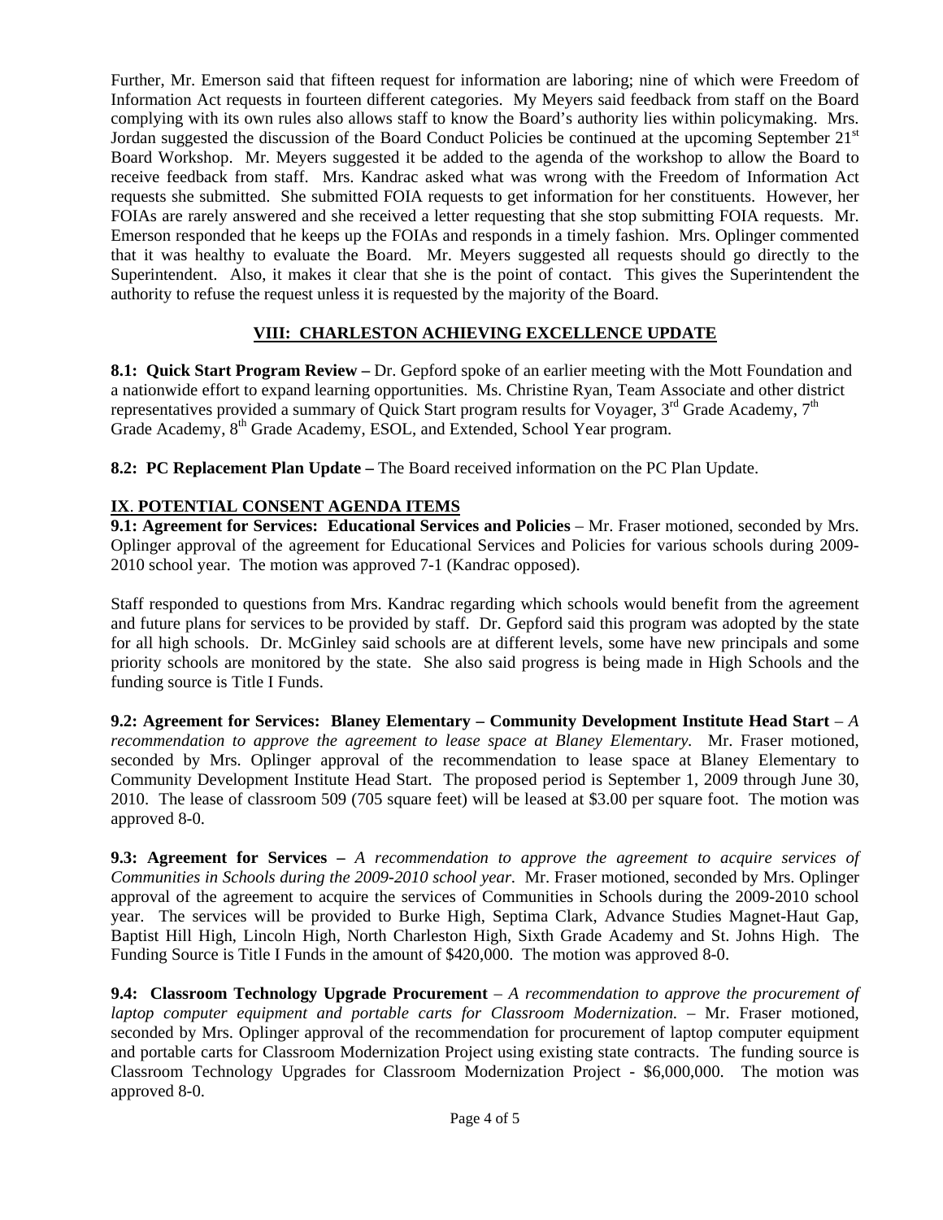Further, Mr. Emerson said that fifteen request for information are laboring; nine of which were Freedom of Information Act requests in fourteen different categories. My Meyers said feedback from staff on the Board complying with its own rules also allows staff to know the Board's authority lies within policymaking. Mrs. Jordan suggested the discussion of the Board Conduct Policies be continued at the upcoming September 21st Board Workshop. Mr. Meyers suggested it be added to the agenda of the workshop to allow the Board to receive feedback from staff. Mrs. Kandrac asked what was wrong with the Freedom of Information Act requests she submitted. She submitted FOIA requests to get information for her constituents. However, her FOIAs are rarely answered and she received a letter requesting that she stop submitting FOIA requests. Mr. Emerson responded that he keeps up the FOIAs and responds in a timely fashion. Mrs. Oplinger commented that it was healthy to evaluate the Board. Mr. Meyers suggested all requests should go directly to the Superintendent. Also, it makes it clear that she is the point of contact. This gives the Superintendent the authority to refuse the request unless it is requested by the majority of the Board.

## VIII: CHARLESTON ACHIEVING EXCELLENCE UPDATE

**8.1: Quick Start Program Review –** Dr. Gepford spoke of an earlier meeting with the Mott Foundation and a nationwide effort to expand learning opportunities. Ms. Christine Ryan, Team Associate and other district representatives provided a summary of Quick Start program results for Voyager, 3rd Grade Academy, 7th Grade Academy, 8th Grade Academy, ESOL, and Extended, School Year program.

**8.2: PC Replacement Plan Update –** The Board received information on the PC Plan Update.

## IX. POTENTIAL CONSENT AGENDA ITEMS

**9.1: Agreement for Services: Educational Services and Policies** – Mr. Fraser motioned, seconded by Mrs. Oplinger approval of the agreement for Educational Services and Policies for various schools during 2009-2010 school year. The motion was approved 7-1 (Kandrac opposed).

Staff responded to questions from Mrs. Kandrac regarding which schools would benefit from the agreement and future plans for services to be provided by staff. Dr. Gepford said this program was adopted by the state for all high schools. Dr. McGinley said schools are at different levels, some have new principals and some priority schools are monitored by the state. She also said progress is being made in High Schools and the funding source is Title I Funds.

**9.2: Agreement for Services: Blaney Elementary – Community Development Institute Head Start** – *A recommendation to approve the agreement to lease space at Blaney Elementary.* Mr. Fraser motioned, seconded by Mrs. Oplinger approval of the recommendation to lease space at Blaney Elementary to Community Development Institute Head Start. The proposed period is September 1, 2009 through June 30, 2010. The lease of classroom 509 (705 square feet) will be leased at $3.00 per square foot. The motion was approved 8-0.

**9.3: Agreement for Services –** *A recommendation to approve the agreement to acquire services of Communities in Schools during the 2009-2010 school year.* Mr. Fraser motioned, seconded by Mrs. Oplinger approval of the agreement to acquire the services of Communities in Schools during the 2009-2010 school year. The services will be provided to Burke High, Septima Clark, Advance Studies Magnet-Haut Gap, Baptist Hill High, Lincoln High, North Charleston High, Sixth Grade Academy and St. Johns High. The Funding Source is Title I Funds in the amount of $420,000. The motion was approved 8-0.

**9.4: Classroom Technology Upgrade Procurement** – *A recommendation to approve the procurement of laptop computer equipment and portable carts for Classroom Modernization.* – Mr. Fraser motioned, seconded by Mrs. Oplinger approval of the recommendation for procurement of laptop computer equipment and portable carts for Classroom Modernization Project using existing state contracts. The funding source is Classroom Technology Upgrades for Classroom Modernization Project - $6,000,000. The motion was approved 8-0.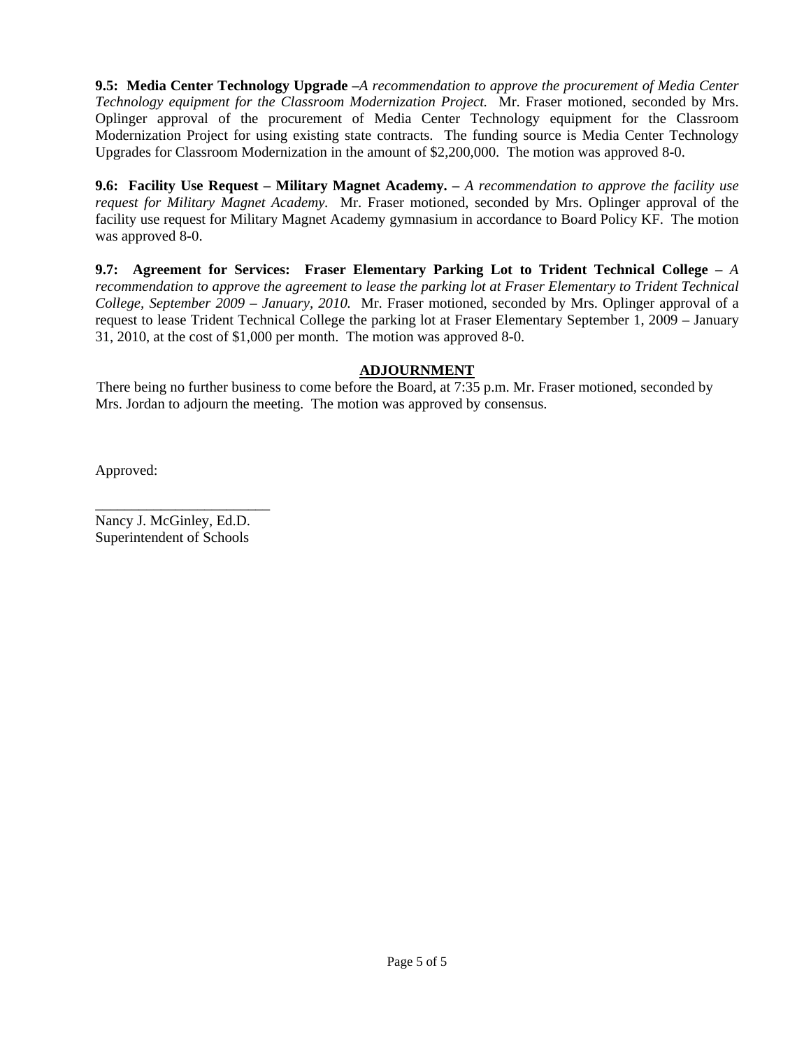**9.5: Media Center Technology Upgrade –***A recommendation to approve the procurement of Media Center Technology equipment for the Classroom Modernization Project.* Mr. Fraser motioned, seconded by Mrs. Oplinger approval of the procurement of Media Center Technology equipment for the Classroom Modernization Project for using existing state contracts. The funding source is Media Center Technology Upgrades for Classroom Modernization in the amount of $2,200,000. The motion was approved 8-0.

**9.6: Facility Use Request – Military Magnet Academy. –** *A recommendation to approve the facility use request for Military Magnet Academy.* Mr. Fraser motioned, seconded by Mrs. Oplinger approval of the facility use request for Military Magnet Academy gymnasium in accordance to Board Policy KF. The motion was approved 8-0.

**9.7: Agreement for Services: Fraser Elementary Parking Lot to Trident Technical College –** *A recommendation to approve the agreement to lease the parking lot at Fraser Elementary to Trident Technical College, September 2009 – January, 2010.* Mr. Fraser motioned, seconded by Mrs. Oplinger approval of a request to lease Trident Technical College the parking lot at Fraser Elementary September 1, 2009 – January 31, 2010, at the cost of $1,000 per month. The motion was approved 8-0.

## ADJOURNMENT

There being no further business to come before the Board, at 7:35 p.m. Mr. Fraser motioned, seconded by Mrs. Jordan to adjourn the meeting. The motion was approved by consensus.

Approved:

________________________

Nancy J. McGinley, Ed.D.
Superintendent of Schools